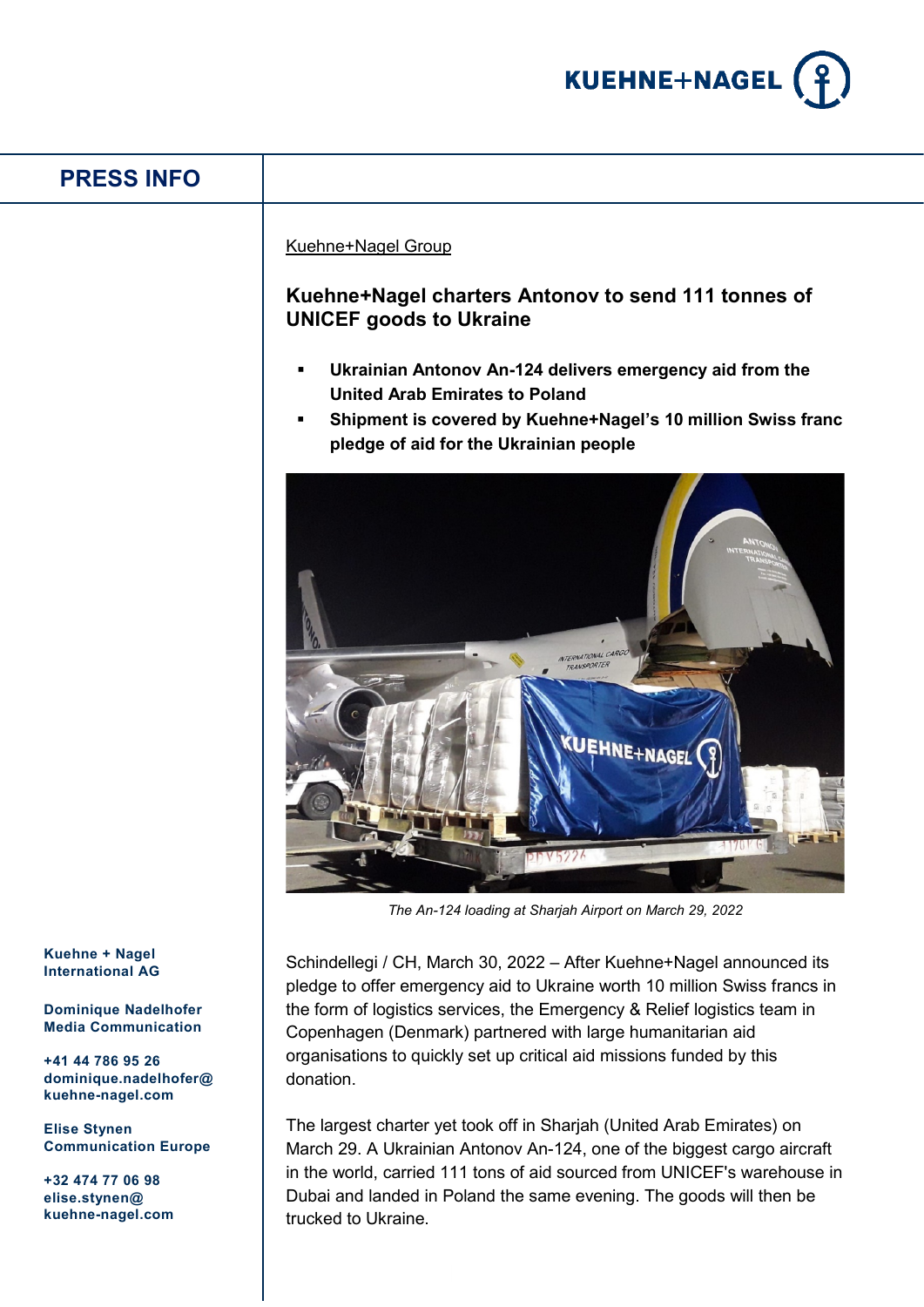PRESS INFO

Kuehne+Nagel Group

## Kuehne+Nagel charters Antonov to send 111 tonnes of UNICEF goods to Ukraine

- **Ukrainian Antonov An-124 delivers emergency aid from the United Arab Emirates to Poland**
- **Shipment is covered by Kuehne+Nagel's 10 million Swiss franc pledge of aid for the Ukrainian people**

*The An-124 loading at Sharjah Airport on March 29, 2022*

Schindellegi / CH, March 30, 2022 – After Kuehne+Nagel announced its pledge to offer emergency aid to Ukraine worth 10 million Swiss francs in the form of logistics services, the Emergency & Relief logistics team in Copenhagen (Denmark) partnered with large humanitarian aid organisations to quickly set up critical aid missions funded by this donation.

The largest charter yet took off in Sharjah (United Arab Emirates) on March 29. A Ukrainian Antonov An-124, one of the biggest cargo aircraft in the world, carried 111 tons of aid sourced from UNICEF's warehouse in Dubai and landed in Poland the same evening. The goods will then be trucked to Ukraine.

**Kuehne + Nagel International AG**

**Dominique Nadelhofer**
**Media Communication**

**+41 44 786 95 26**
**dominique.nadelhofer@kuehne-nagel.com**

**Elise Stynen**
**Communication Europe**

**+32 474 77 06 98**
**elise.stynen@kuehne-nagel.com**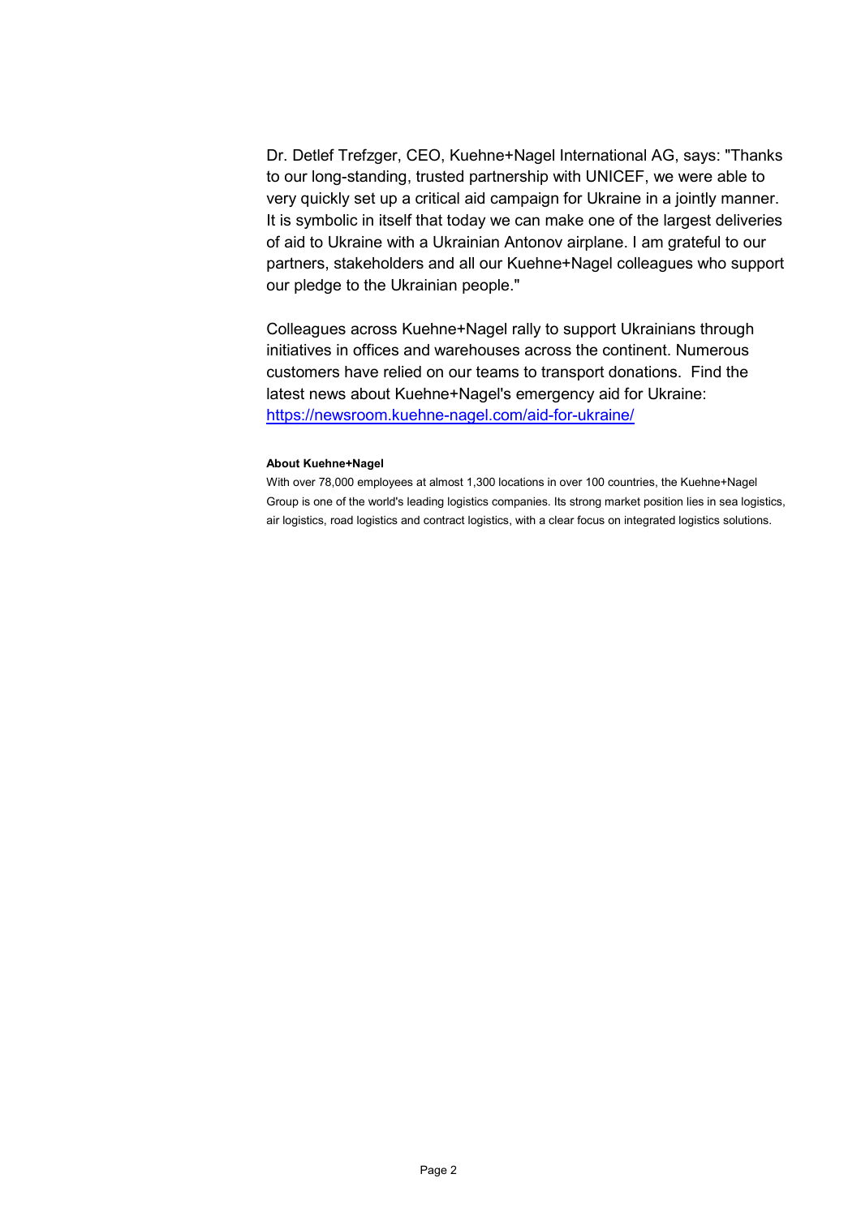Dr. Detlef Trefzger, CEO, Kuehne+Nagel International AG, says: "Thanks to our long-standing, trusted partnership with UNICEF, we were able to very quickly set up a critical aid campaign for Ukraine in a jointly manner. It is symbolic in itself that today we can make one of the largest deliveries of aid to Ukraine with a Ukrainian Antonov airplane. I am grateful to our partners, stakeholders and all our Kuehne+Nagel colleagues who support our pledge to the Ukrainian people."

Colleagues across Kuehne+Nagel rally to support Ukrainians through initiatives in offices and warehouses across the continent. Numerous customers have relied on our teams to transport donations. Find the latest news about Kuehne+Nagel's emergency aid for Ukraine: [https://newsroom.kuehne-nagel.com/aid-for-ukraine/](https://newsroom.kuehne-nagel.com/aid-for-ukraine/)

**About Kuehne+Nagel**

With over 78,000 employees at almost 1,300 locations in over 100 countries, the Kuehne+Nagel Group is one of the world's leading logistics companies. Its strong market position lies in sea logistics, air logistics, road logistics and contract logistics, with a clear focus on integrated logistics solutions.